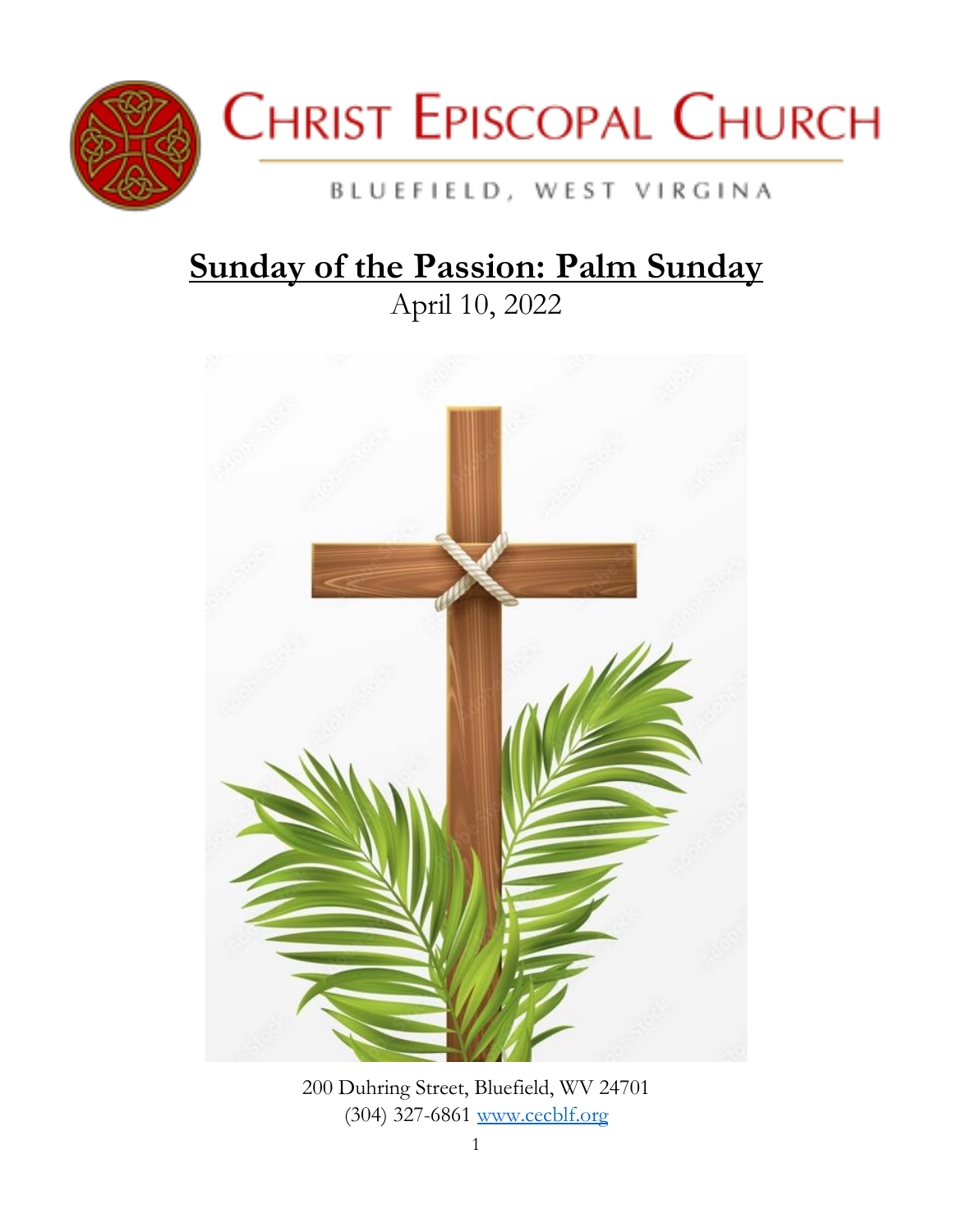# Christ Episcopal Church

BLUEFIELD, WEST VIRGINA

## Sunday of the Passion: Palm Sunday

April 10, 2022

200 Duhring Street, Bluefield, WV 24701
(304) 327-6861 www.cecblf.org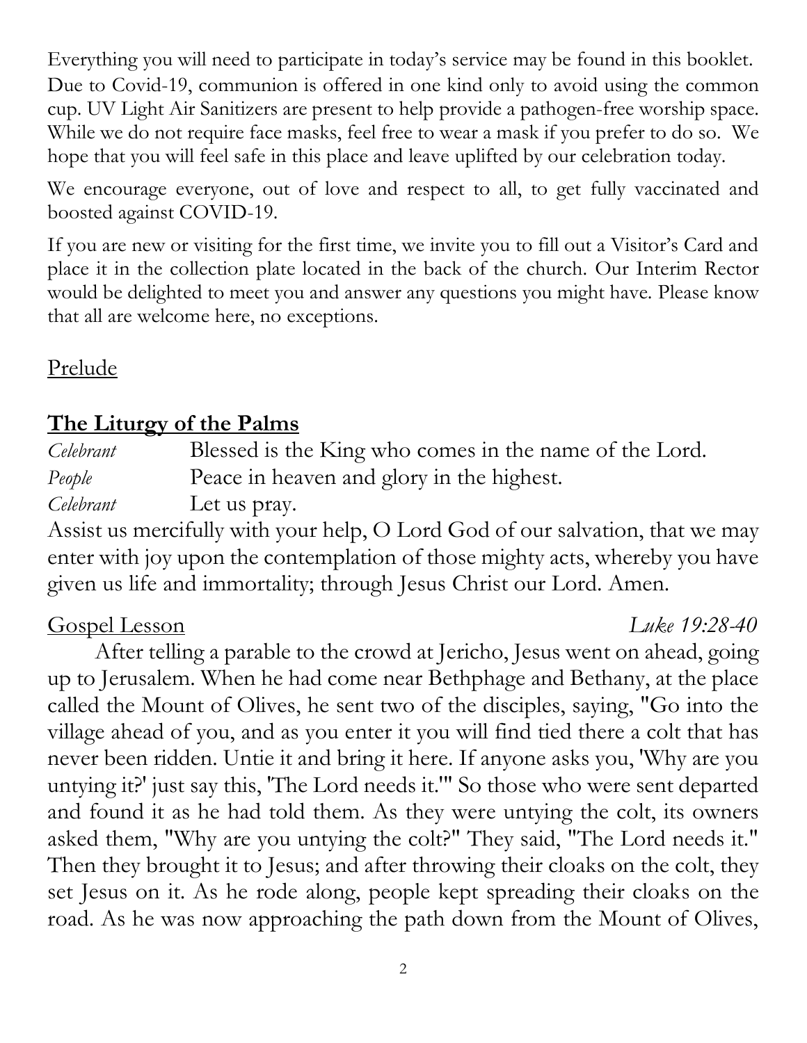Everything you will need to participate in today's service may be found in this booklet. Due to Covid-19, communion is offered in one kind only to avoid using the common cup. UV Light Air Sanitizers are present to help provide a pathogen-free worship space. While we do not require face masks, feel free to wear a mask if you prefer to do so. We hope that you will feel safe in this place and leave uplifted by our celebration today.

We encourage everyone, out of love and respect to all, to get fully vaccinated and boosted against COVID-19.

If you are new or visiting for the first time, we invite you to fill out a Visitor's Card and place it in the collection plate located in the back of the church. Our Interim Rector would be delighted to meet you and answer any questions you might have. Please know that all are welcome here, no exceptions.

Prelude

## The Liturgy of the Palms

*Celebrant* Blessed is the King who comes in the name of the Lord.
*People* Peace in heaven and glory in the highest.
*Celebrant* Let us pray.
Assist us mercifully with your help, O Lord God of our salvation, that we may enter with joy upon the contemplation of those mighty acts, whereby you have given us life and immortality; through Jesus Christ our Lord. Amen.

Gospel Lesson *Luke 19:28-40*

After telling a parable to the crowd at Jericho, Jesus went on ahead, going up to Jerusalem. When he had come near Bethphage and Bethany, at the place called the Mount of Olives, he sent two of the disciples, saying, "Go into the village ahead of you, and as you enter it you will find tied there a colt that has never been ridden. Untie it and bring it here. If anyone asks you, 'Why are you untying it?' just say this, 'The Lord needs it.'" So those who were sent departed and found it as he had told them. As they were untying the colt, its owners asked them, "Why are you untying the colt?" They said, "The Lord needs it." Then they brought it to Jesus; and after throwing their cloaks on the colt, they set Jesus on it. As he rode along, people kept spreading their cloaks on the road. As he was now approaching the path down from the Mount of Olives,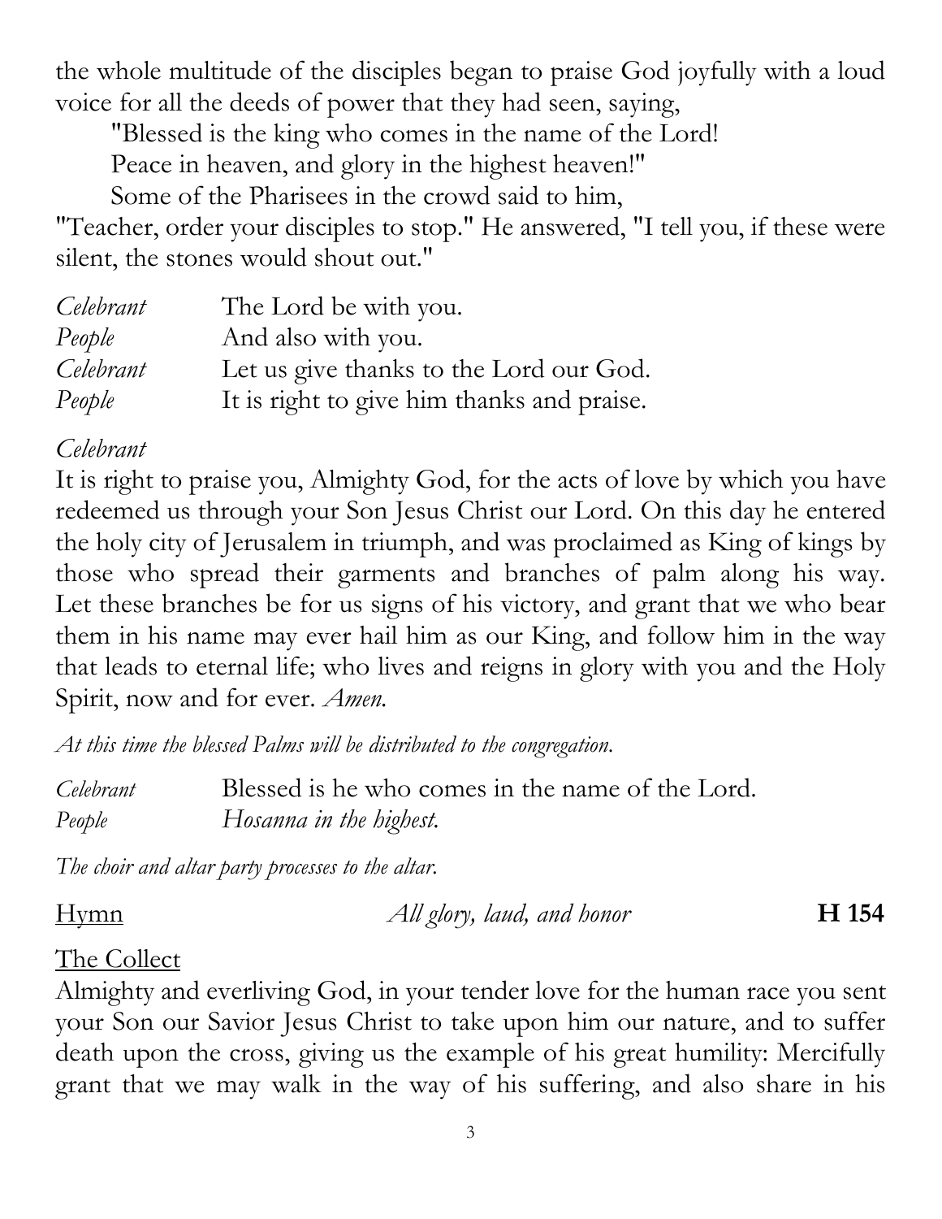the whole multitude of the disciples began to praise God joyfully with a loud voice for all the deeds of power that they had seen, saying,

"Blessed is the king who comes in the name of the Lord!
Peace in heaven, and glory in the highest heaven!"
Some of the Pharisees in the crowd said to him,

"Teacher, order your disciples to stop." He answered, "I tell you, if these were silent, the stones would shout out."

| | |
|---|---|
| *Celebrant* | The Lord be with you. |
| *People* | And also with you. |
| *Celebrant* | Let us give thanks to the Lord our God. |
| *People* | It is right to give him thanks and praise. |

*Celebrant*
It is right to praise you, Almighty God, for the acts of love by which you have redeemed us through your Son Jesus Christ our Lord. On this day he entered the holy city of Jerusalem in triumph, and was proclaimed as King of kings by those who spread their garments and branches of palm along his way. Let these branches be for us signs of his victory, and grant that we who bear them in his name may ever hail him as our King, and follow him in the way that leads to eternal life; who lives and reigns in glory with you and the Holy Spirit, now and for ever. *Amen.*

*At this time the blessed Palms will be distributed to the congregation.*

| | |
|---|---|
| *Celebrant* | Blessed is he who comes in the name of the Lord. |
| *People* | *Hosanna in the highest.* |

*The choir and altar party processes to the altar.*

Hymn *All glory, laud, and honor* **H 154**

The Collect
Almighty and everliving God, in your tender love for the human race you sent your Son our Savior Jesus Christ to take upon him our nature, and to suffer death upon the cross, giving us the example of his great humility: Mercifully grant that we may walk in the way of his suffering, and also share in his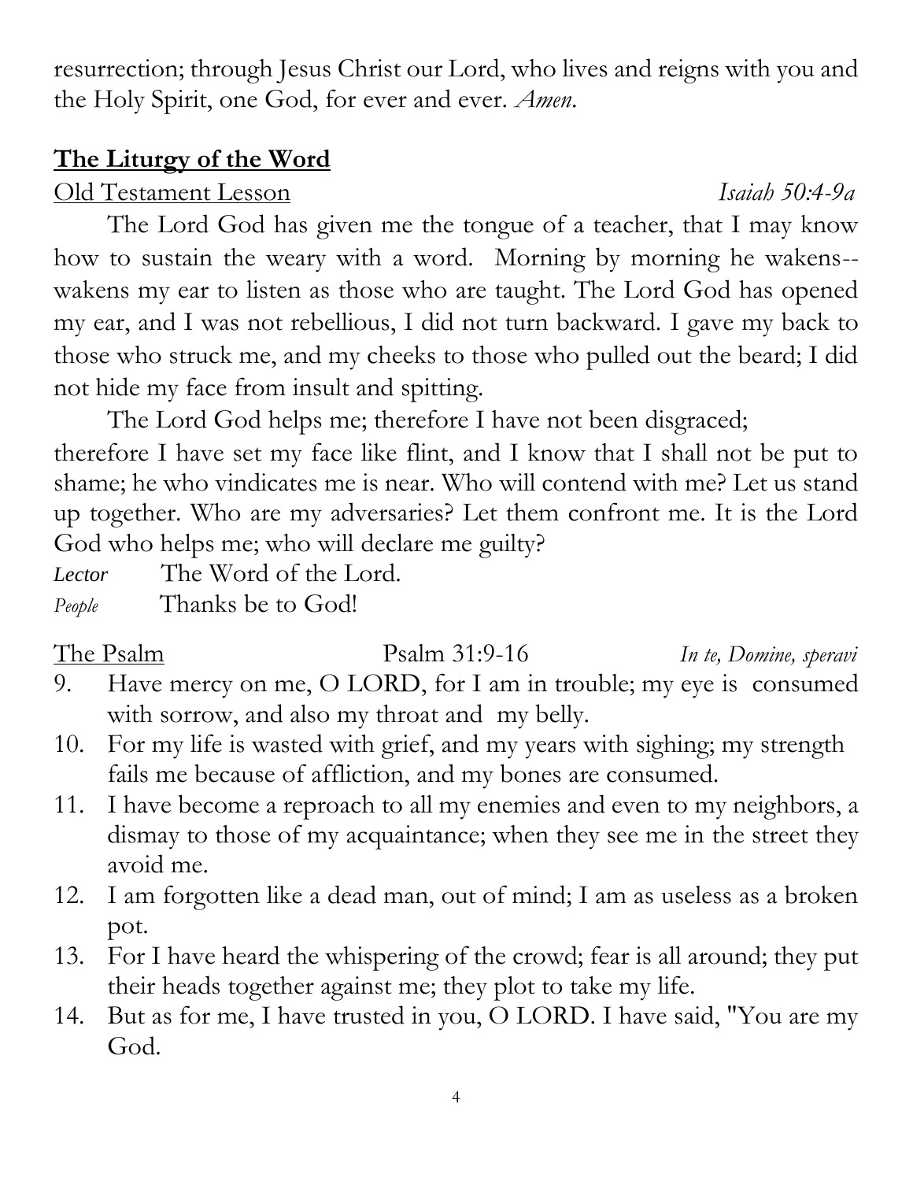resurrection; through Jesus Christ our Lord, who lives and reigns with you and the Holy Spirit, one God, for ever and ever. *Amen*.

## **The Liturgy of the Word**

Old Testament Lesson *Isaiah 50:4-9a*

The Lord God has given me the tongue of a teacher, that I may know how to sustain the weary with a word. Morning by morning he wakens--wakens my ear to listen as those who are taught. The Lord God has opened my ear, and I was not rebellious, I did not turn backward. I gave my back to those who struck me, and my cheeks to those who pulled out the beard; I did not hide my face from insult and spitting.

The Lord God helps me; therefore I have not been disgraced; therefore I have set my face like flint, and I know that I shall not be put to shame; he who vindicates me is near. Who will contend with me? Let us stand up together. Who are my adversaries? Let them confront me. It is the Lord God who helps me; who will declare me guilty?

*Lector* The Word of the Lord.
*People* Thanks be to God!

The Psalm Psalm 31:9-16 *In te, Domine, speravi*

9. Have mercy on me, O LORD, for I am in trouble; my eye is consumed with sorrow, and also my throat and my belly.
10. For my life is wasted with grief, and my years with sighing; my strength fails me because of affliction, and my bones are consumed.
11. I have become a reproach to all my enemies and even to my neighbors, a dismay to those of my acquaintance; when they see me in the street they avoid me.
12. I am forgotten like a dead man, out of mind; I am as useless as a broken pot.
13. For I have heard the whispering of the crowd; fear is all around; they put their heads together against me; they plot to take my life.
14. But as for me, I have trusted in you, O LORD. I have said, "You are my God.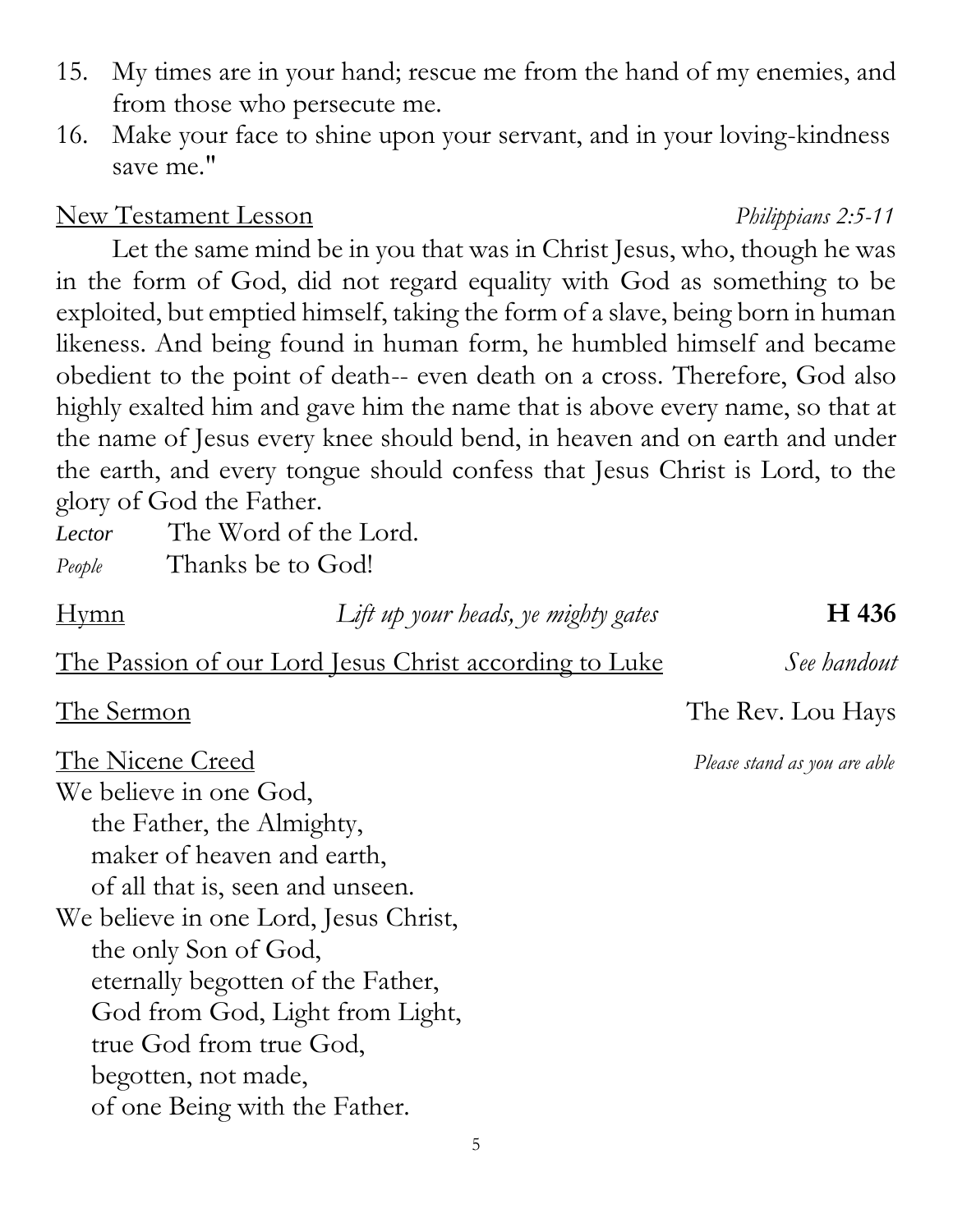15. My times are in your hand; rescue me from the hand of my enemies, and from those who persecute me.
16. Make your face to shine upon your servant, and in your loving-kindness save me."

New Testament Lesson *Philippians 2:5-11*

Let the same mind be in you that was in Christ Jesus, who, though he was in the form of God, did not regard equality with God as something to be exploited, but emptied himself, taking the form of a slave, being born in human likeness. And being found in human form, he humbled himself and became obedient to the point of death-- even death on a cross. Therefore, God also highly exalted him and gave him the name that is above every name, so that at the name of Jesus every knee should bend, in heaven and on earth and under the earth, and every tongue should confess that Jesus Christ is Lord, to the glory of God the Father.

*Lector* The Word of the Lord.
*People* **Thanks be to God!**

Hymn *Lift up your heads, ye mighty gates* **H 436**

The Passion of our Lord Jesus Christ according to Luke *See handout*

The Sermon The Rev. Lou Hays

The Nicene Creed *Please stand as you are able*

**We believe in one God,**
**the Father, the Almighty,**
**maker of heaven and earth,**
**of all that is, seen and unseen.**
**We believe in one Lord, Jesus Christ,**
**the only Son of God,**
**eternally begotten of the Father,**
**God from God, Light from Light,**
**true God from true God,**
**begotten, not made,**
**of one Being with the Father.**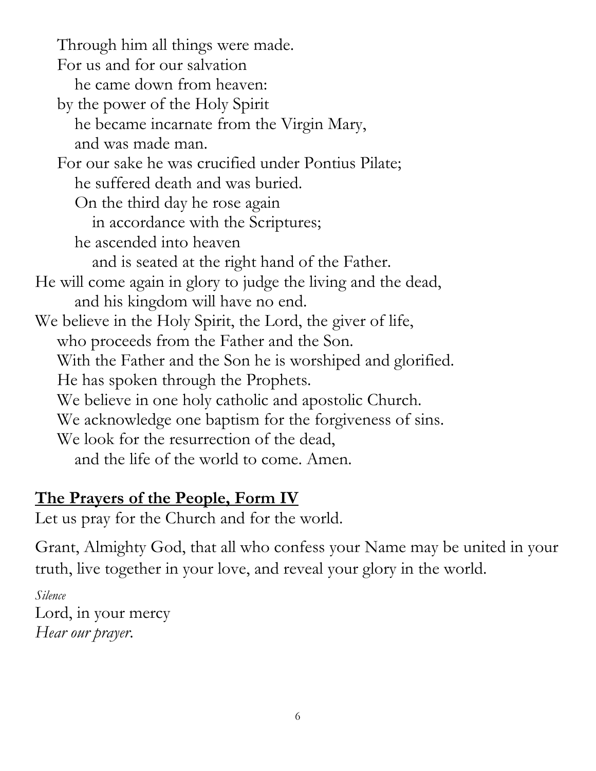Through him all things were made.
For us and for our salvation
he came down from heaven:
by the power of the Holy Spirit
he became incarnate from the Virgin Mary,
and was made man.
For our sake he was crucified under Pontius Pilate;
he suffered death and was buried.
On the third day he rose again
in accordance with the Scriptures;
he ascended into heaven
and is seated at the right hand of the Father.
He will come again in glory to judge the living and the dead,
and his kingdom will have no end.
We believe in the Holy Spirit, the Lord, the giver of life,
who proceeds from the Father and the Son.
With the Father and the Son he is worshiped and glorified.
He has spoken through the Prophets.
We believe in one holy catholic and apostolic Church.
We acknowledge one baptism for the forgiveness of sins.
We look for the resurrection of the dead,
and the life of the world to come. Amen.

## **The Prayers of the People, Form IV**

Let us pray for the Church and for the world.

Grant, Almighty God, that all who confess your Name may be united in your truth, live together in your love, and reveal your glory in the world.

*Silence*
Lord, in your mercy
*Hear our prayer.*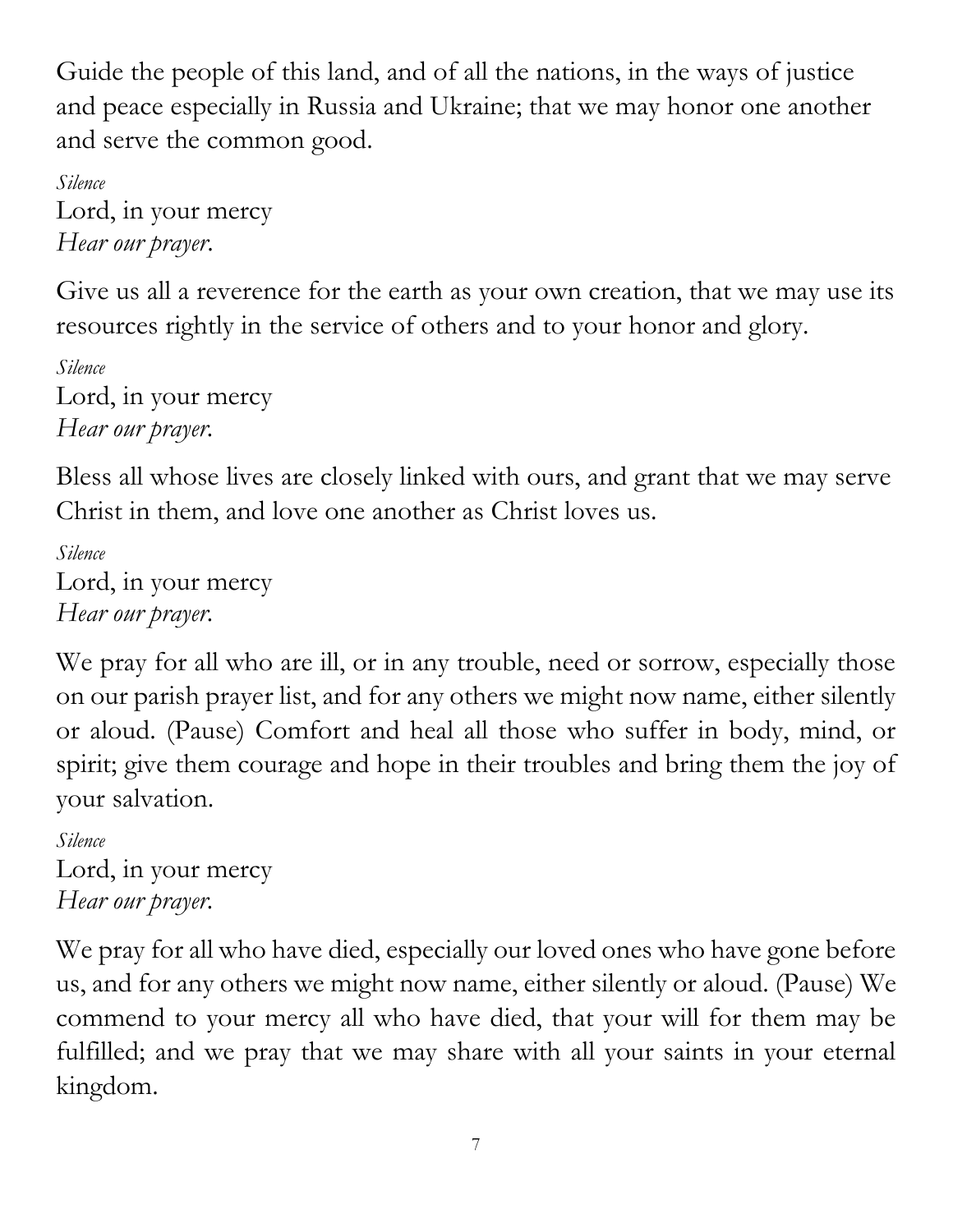Guide the people of this land, and of all the nations, in the ways of justice and peace especially in Russia and Ukraine; that we may honor one another and serve the common good.

*Silence*
Lord, in your mercy
*Hear our prayer.*

Give us all a reverence for the earth as your own creation, that we may use its resources rightly in the service of others and to your honor and glory.

*Silence*
Lord, in your mercy
*Hear our prayer.*

Bless all whose lives are closely linked with ours, and grant that we may serve Christ in them, and love one another as Christ loves us.

*Silence*
Lord, in your mercy
*Hear our prayer.*

We pray for all who are ill, or in any trouble, need or sorrow, especially those on our parish prayer list, and for any others we might now name, either silently or aloud. (Pause) Comfort and heal all those who suffer in body, mind, or spirit; give them courage and hope in their troubles and bring them the joy of your salvation.

*Silence*
Lord, in your mercy
*Hear our prayer.*

We pray for all who have died, especially our loved ones who have gone before us, and for any others we might now name, either silently or aloud. (Pause) We commend to your mercy all who have died, that your will for them may be fulfilled; and we pray that we may share with all your saints in your eternal kingdom.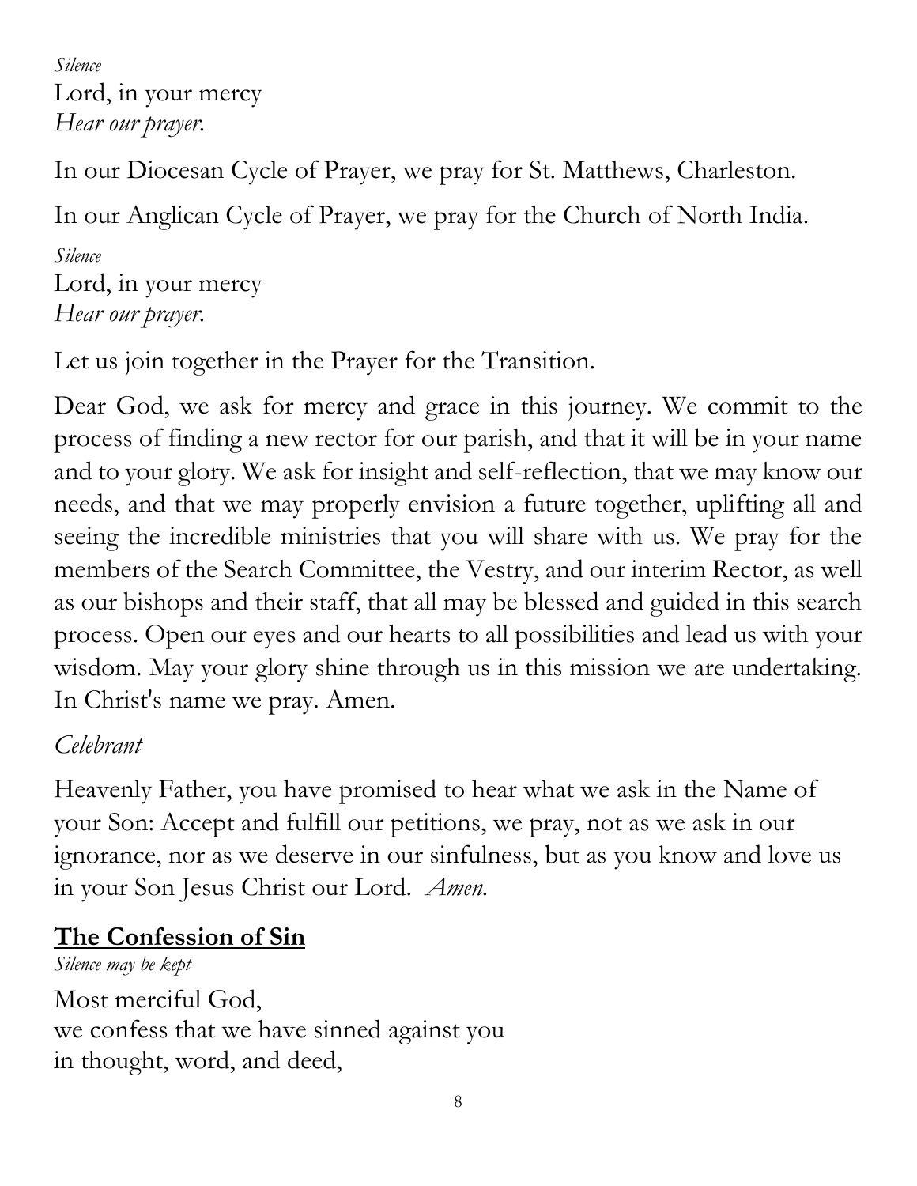*Silence*
Lord, in your mercy
*Hear our prayer.*

In our Diocesan Cycle of Prayer, we pray for St. Matthews, Charleston.

In our Anglican Cycle of Prayer, we pray for the Church of North India.

*Silence*
Lord, in your mercy
*Hear our prayer.*

Let us join together in the Prayer for the Transition.

Dear God, we ask for mercy and grace in this journey. We commit to the process of finding a new rector for our parish, and that it will be in your name and to your glory. We ask for insight and self-reflection, that we may know our needs, and that we may properly envision a future together, uplifting all and seeing the incredible ministries that you will share with us. We pray for the members of the Search Committee, the Vestry, and our interim Rector, as well as our bishops and their staff, that all may be blessed and guided in this search process. Open our eyes and our hearts to all possibilities and lead us with your wisdom. May your glory shine through us in this mission we are undertaking. In Christ's name we pray. Amen.

*Celebrant*

Heavenly Father, you have promised to hear what we ask in the Name of your Son: Accept and fulfill our petitions, we pray, not as we ask in our ignorance, nor as we deserve in our sinfulness, but as you know and love us in your Son Jesus Christ our Lord. *Amen.*

## **The Confession of Sin**

*Silence may be kept*

Most merciful God,
we confess that we have sinned against you
in thought, word, and deed,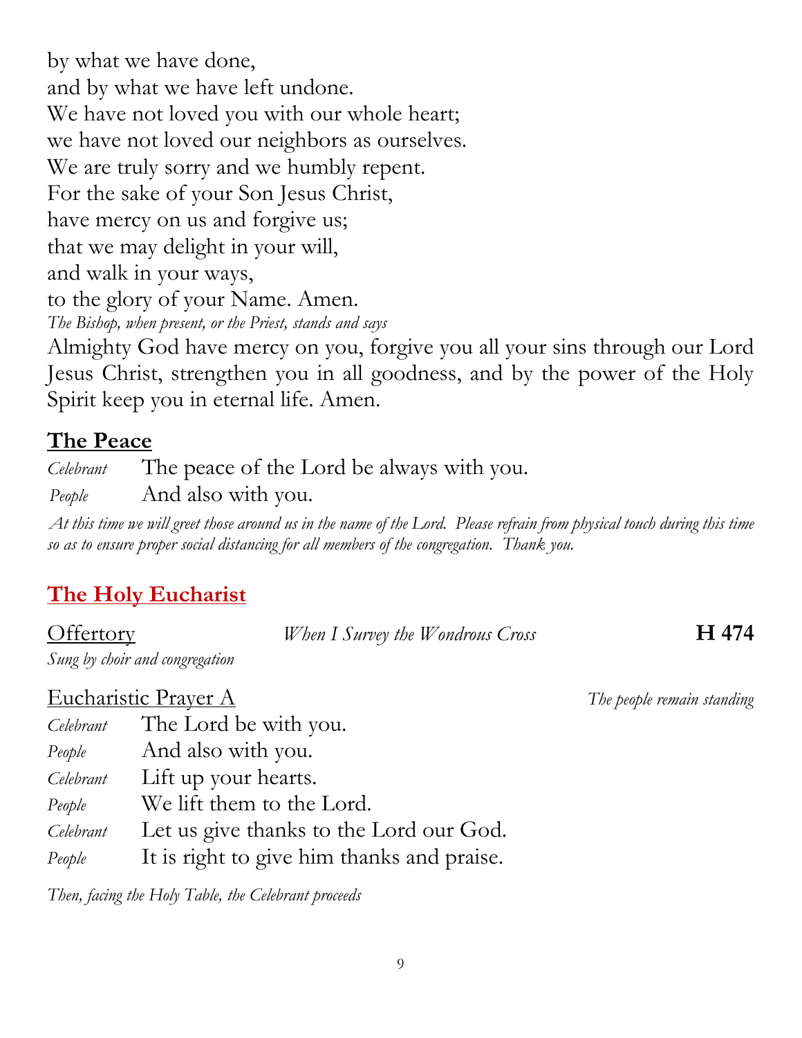by what we have done,
and by what we have left undone.
We have not loved you with our whole heart;
we have not loved our neighbors as ourselves.
We are truly sorry and we humbly repent.
For the sake of your Son Jesus Christ,
have mercy on us and forgive us;
that we may delight in your will,
and walk in your ways,
to the glory of your Name. Amen.

*The Bishop, when present, or the Priest, stands and says*

Almighty God have mercy on you, forgive you all your sins through our Lord Jesus Christ, strengthen you in all goodness, and by the power of the Holy Spirit keep you in eternal life. Amen.

## The Peace

*Celebrant* The peace of the Lord be always with you.
*People* And also with you.

*At this time we will greet those around us in the name of the Lord. Please refrain from physical touch during this time so as to ensure proper social distancing for all members of the congregation. Thank you.*

## The Holy Eucharist

Offertory *When I Survey the Wondrous Cross* **H 474**
*Sung by choir and congregation*

Eucharistic Prayer A *The people remain standing*

*Celebrant* The Lord be with you.
*People* And also with you.
*Celebrant* Lift up your hearts.
*People* We lift them to the Lord.
*Celebrant* Let us give thanks to the Lord our God.
*People* It is right to give him thanks and praise.

*Then, facing the Holy Table, the Celebrant proceeds*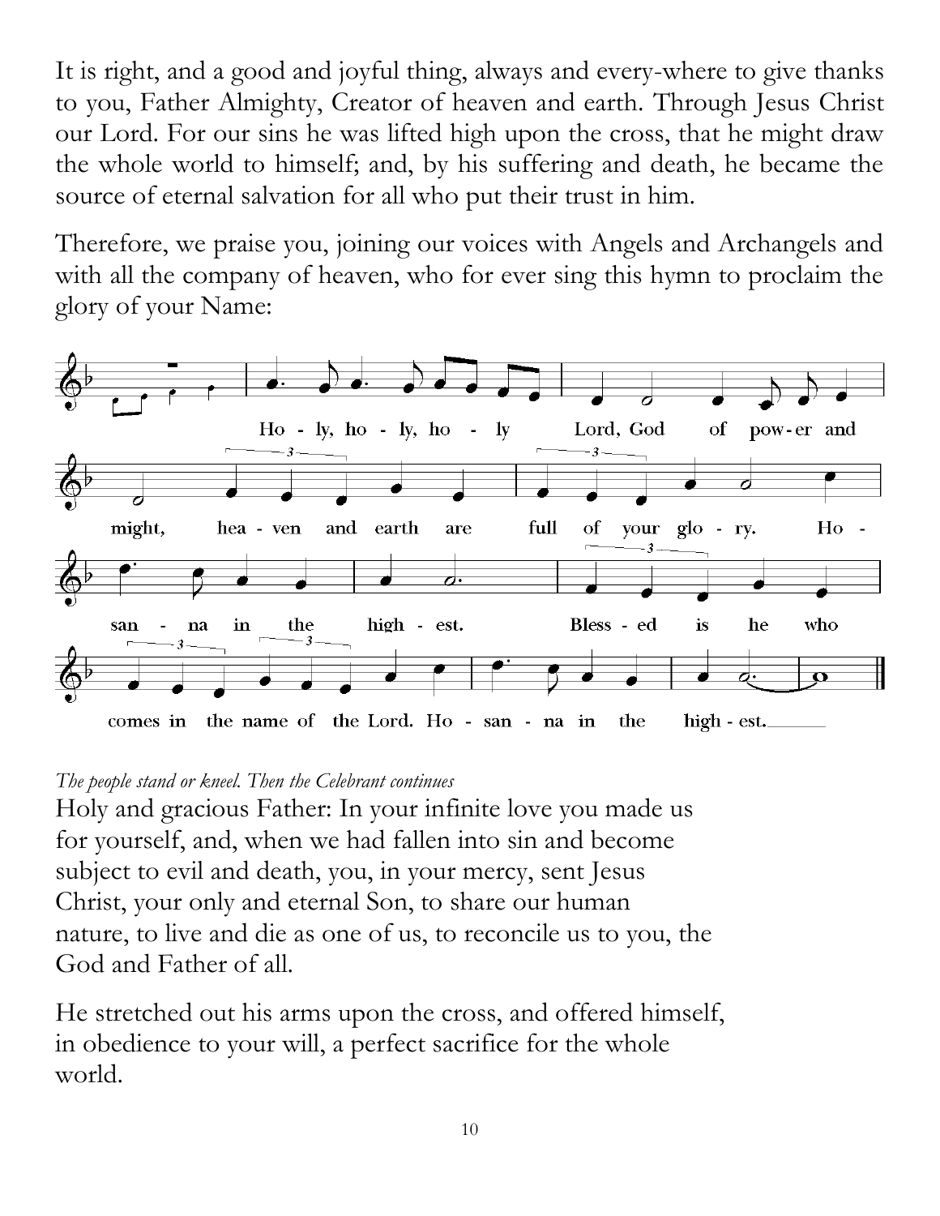It is right, and a good and joyful thing, always and every-where to give thanks to you, Father Almighty, Creator of heaven and earth. Through Jesus Christ our Lord. For our sins he was lifted high upon the cross, that he might draw the whole world to himself; and, by his suffering and death, he became the source of eternal salvation for all who put their trust in him.

Therefore, we praise you, joining our voices with Angels and Archangels and with all the company of heaven, who for ever sing this hymn to proclaim the glory of your Name:

Ho - ly, ho - ly, ho - ly Lord, God of pow-er and might, hea - ven and earth are full of your glo - ry. Ho - san - na in the high - est. Bless - ed is he who comes in the name of the Lord. Ho - san - na in the high - est.

*The people stand or kneel. Then the Celebrant continues*

Holy and gracious Father: In your infinite love you made us for yourself, and, when we had fallen into sin and become subject to evil and death, you, in your mercy, sent Jesus Christ, your only and eternal Son, to share our human nature, to live and die as one of us, to reconcile us to you, the God and Father of all.

He stretched out his arms upon the cross, and offered himself, in obedience to your will, a perfect sacrifice for the whole world.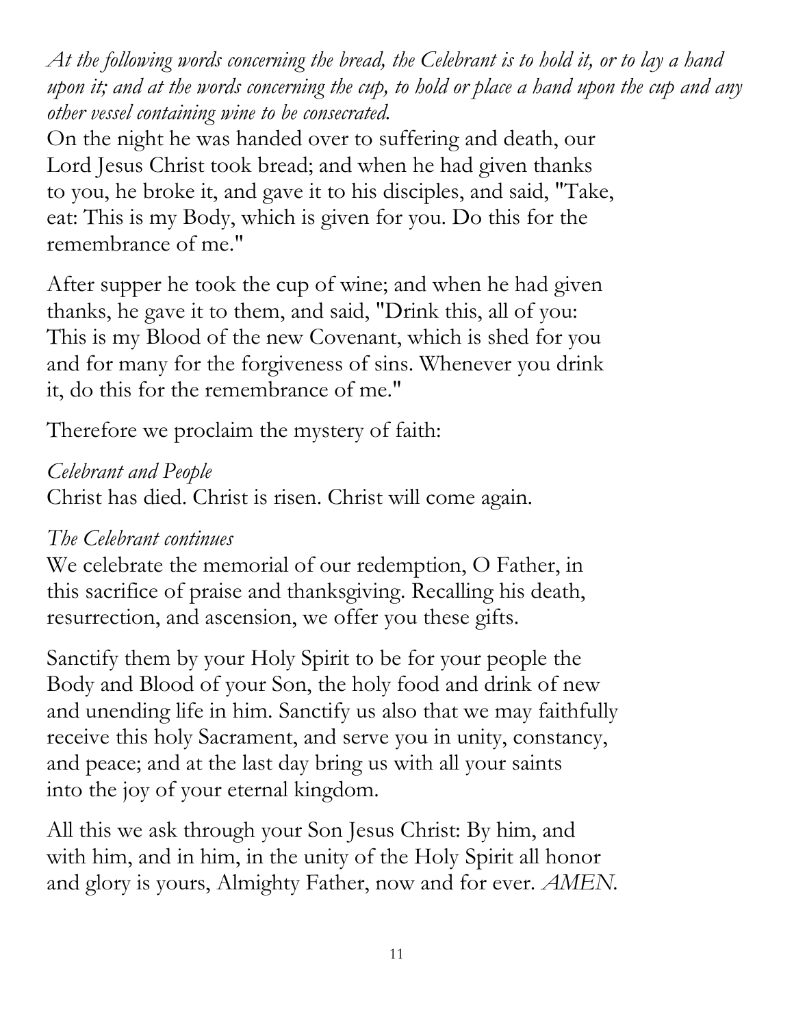*At the following words concerning the bread, the Celebrant is to hold it, or to lay a hand upon it; and at the words concerning the cup, to hold or place a hand upon the cup and any other vessel containing wine to be consecrated.*

On the night he was handed over to suffering and death, our Lord Jesus Christ took bread; and when he had given thanks to you, he broke it, and gave it to his disciples, and said, "Take, eat: This is my Body, which is given for you. Do this for the remembrance of me."

After supper he took the cup of wine; and when he had given thanks, he gave it to them, and said, "Drink this, all of you: This is my Blood of the new Covenant, which is shed for you and for many for the forgiveness of sins. Whenever you drink it, do this for the remembrance of me."

Therefore we proclaim the mystery of faith:

*Celebrant and People*
Christ has died. Christ is risen. Christ will come again.

*The Celebrant continues*
We celebrate the memorial of our redemption, O Father, in this sacrifice of praise and thanksgiving. Recalling his death, resurrection, and ascension, we offer you these gifts.

Sanctify them by your Holy Spirit to be for your people the Body and Blood of your Son, the holy food and drink of new and unending life in him. Sanctify us also that we may faithfully receive this holy Sacrament, and serve you in unity, constancy, and peace; and at the last day bring us with all your saints into the joy of your eternal kingdom.

All this we ask through your Son Jesus Christ: By him, and with him, and in him, in the unity of the Holy Spirit all honor and glory is yours, Almighty Father, now and for ever. *AMEN.*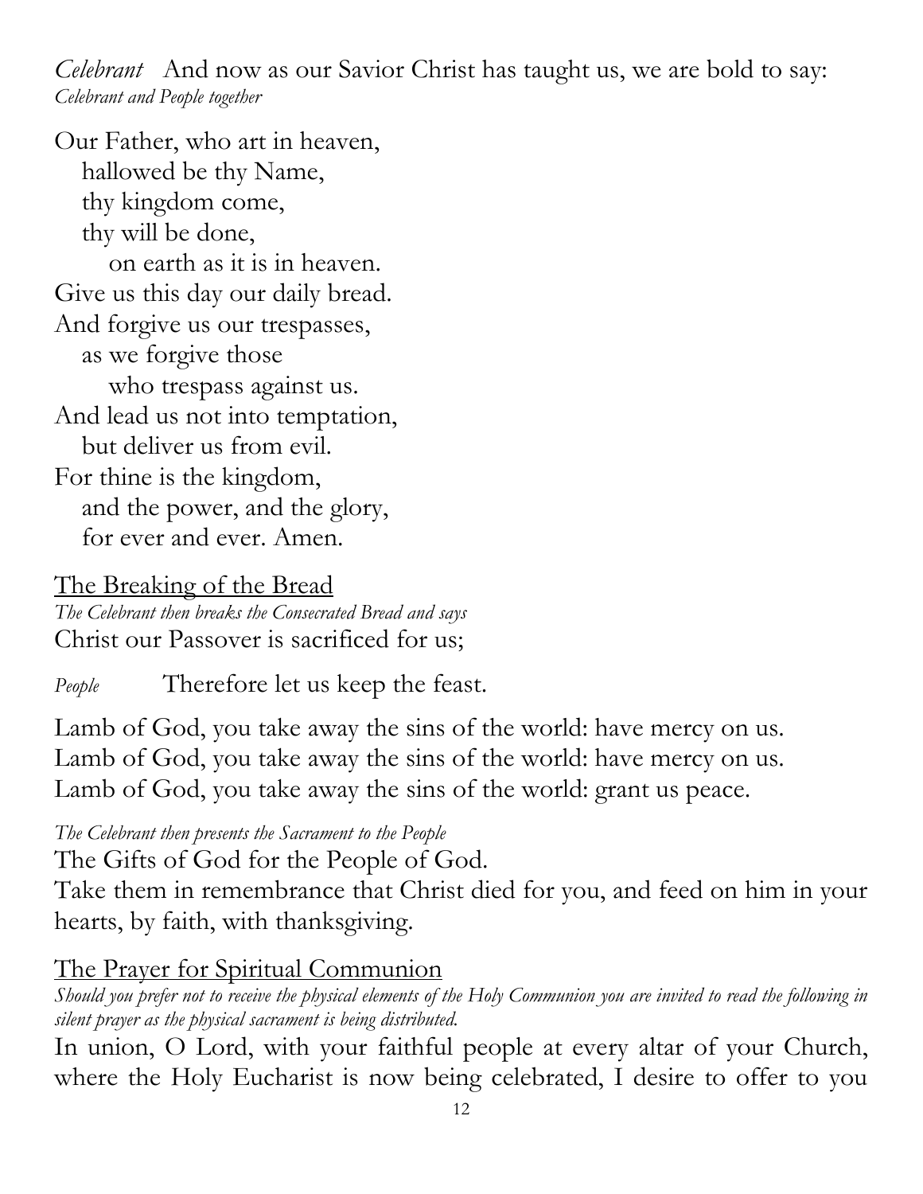*Celebrant* And now as our Savior Christ has taught us, we are bold to say:
*Celebrant and People together*

Our Father, who art in heaven,
hallowed be thy Name,
thy kingdom come,
thy will be done,
on earth as it is in heaven.
Give us this day our daily bread.
And forgive us our trespasses,
as we forgive those
who trespass against us.
And lead us not into temptation,
but deliver us from evil.
For thine is the kingdom,
and the power, and the glory,
for ever and ever. Amen.

<u>The Breaking of the Bread</u>
*The Celebrant then breaks the Consecrated Bread and says*
Christ our Passover is sacrificed for us;

*People* Therefore let us keep the feast.

Lamb of God, you take away the sins of the world: have mercy on us.
Lamb of God, you take away the sins of the world: have mercy on us.
Lamb of God, you take away the sins of the world: grant us peace.

*The Celebrant then presents the Sacrament to the People*
The Gifts of God for the People of God.
Take them in remembrance that Christ died for you, and feed on him in your hearts, by faith, with thanksgiving.

<u>The Prayer for Spiritual Communion</u>
*Should you prefer not to receive the physical elements of the Holy Communion you are invited to read the following in silent prayer as the physical sacrament is being distributed.*
In union, O Lord, with your faithful people at every altar of your Church, where the Holy Eucharist is now being celebrated, I desire to offer to you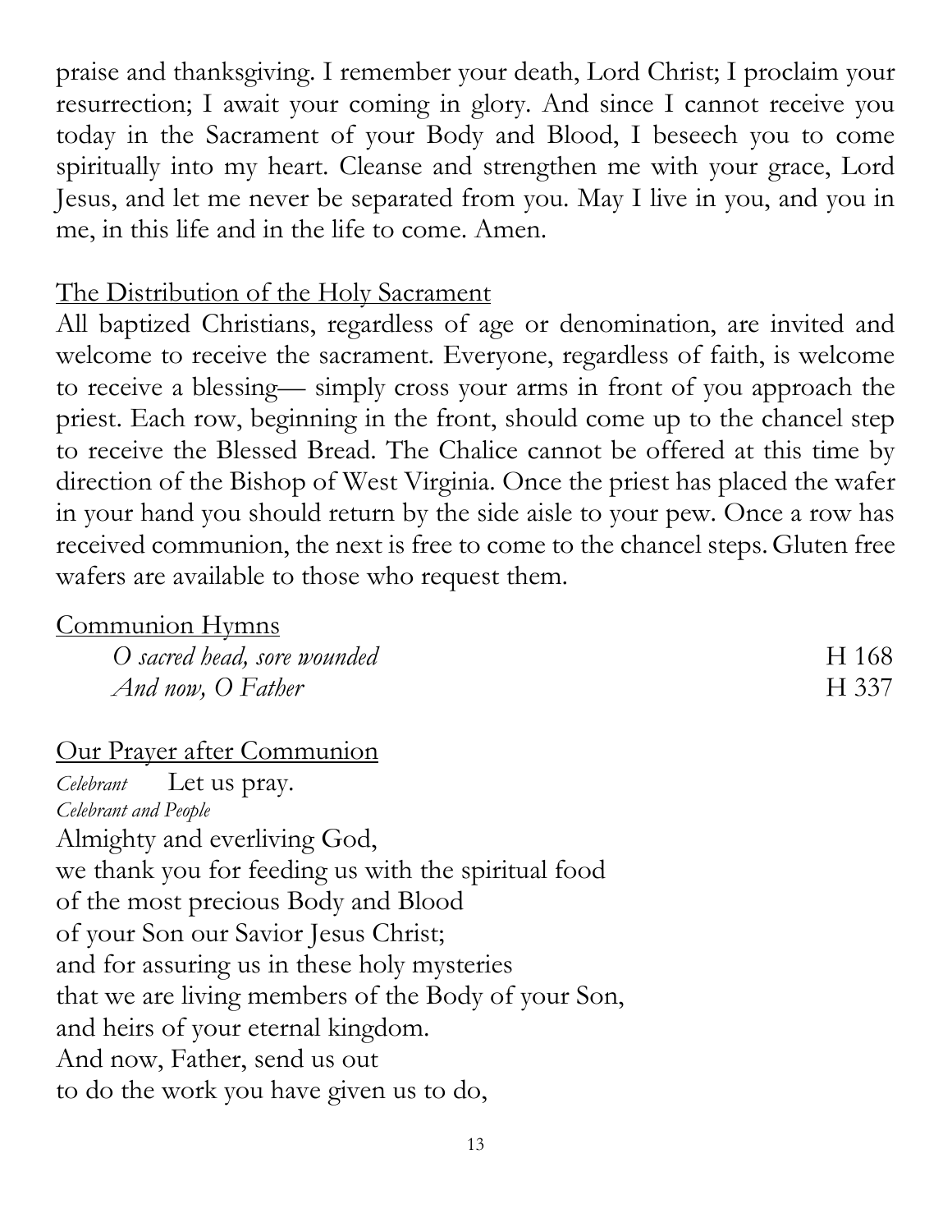praise and thanksgiving. I remember your death, Lord Christ; I proclaim your resurrection; I await your coming in glory. And since I cannot receive you today in the Sacrament of your Body and Blood, I beseech you to come spiritually into my heart. Cleanse and strengthen me with your grace, Lord Jesus, and let me never be separated from you. May I live in you, and you in me, in this life and in the life to come. Amen.

## The Distribution of the Holy Sacrament

All baptized Christians, regardless of age or denomination, are invited and welcome to receive the sacrament. Everyone, regardless of faith, is welcome to receive a blessing— simply cross your arms in front of you approach the priest. Each row, beginning in the front, should come up to the chancel step to receive the Blessed Bread. The Chalice cannot be offered at this time by direction of the Bishop of West Virginia. Once the priest has placed the wafer in your hand you should return by the side aisle to your pew. Once a row has received communion, the next is free to come to the chancel steps. Gluten free wafers are available to those who request them.

## Communion Hymns

*O sacred head, sore wounded* H 168
*And now, O Father* H 337

## Our Prayer after Communion

*Celebrant* Let us pray.
*Celebrant and People*
Almighty and everliving God,
we thank you for feeding us with the spiritual food
of the most precious Body and Blood
of your Son our Savior Jesus Christ;
and for assuring us in these holy mysteries
that we are living members of the Body of your Son,
and heirs of your eternal kingdom.
And now, Father, send us out
to do the work you have given us to do,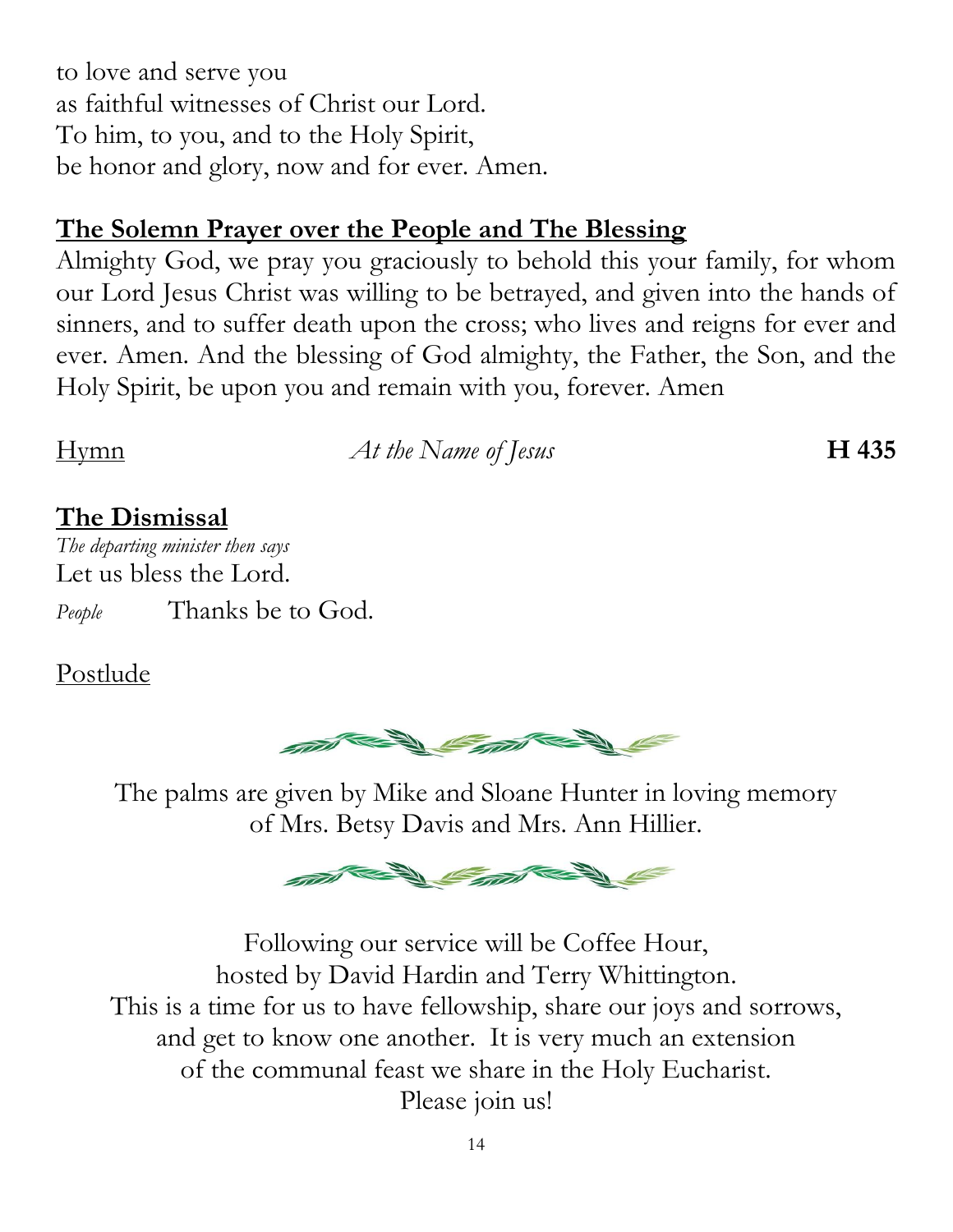to love and serve you
as faithful witnesses of Christ our Lord.
To him, to you, and to the Holy Spirit,
be honor and glory, now and for ever. Amen.

## The Solemn Prayer over the People and The Blessing

Almighty God, we pray you graciously to behold this your family, for whom our Lord Jesus Christ was willing to be betrayed, and given into the hands of sinners, and to suffer death upon the cross; who lives and reigns for ever and ever. Amen. And the blessing of God almighty, the Father, the Son, and the Holy Spirit, be upon you and remain with you, forever. Amen

Hymn *At the Name of Jesus* **H 435**

## The Dismissal

*The departing minister then says*
Let us bless the Lord.
*People* Thanks be to God.

Postlude

The palms are given by Mike and Sloane Hunter in loving memory of Mrs. Betsy Davis and Mrs. Ann Hillier.

Following our service will be Coffee Hour,
hosted by David Hardin and Terry Whittington.
This is a time for us to have fellowship, share our joys and sorrows,
and get to know one another. It is very much an extension
of the communal feast we share in the Holy Eucharist.
Please join us!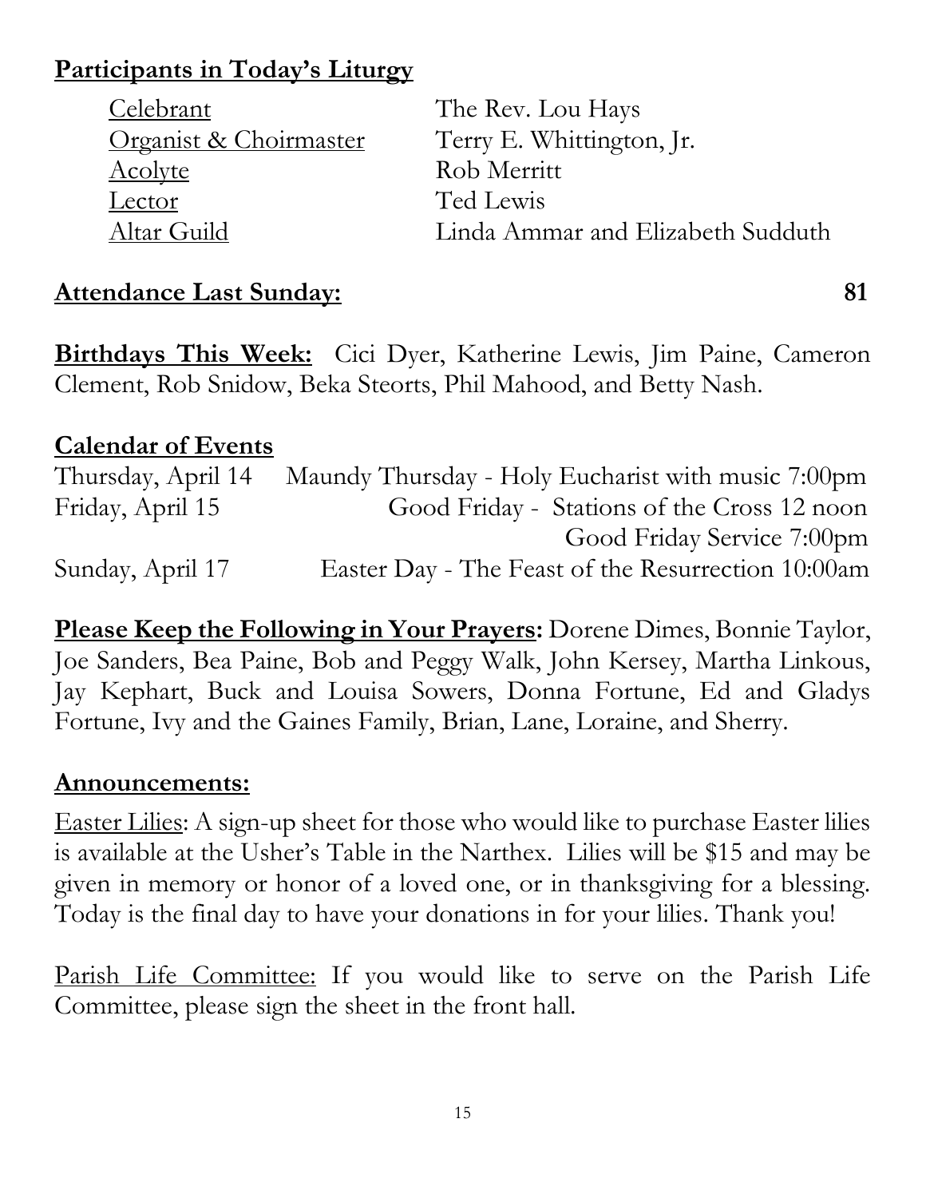## Participants in Today's Liturgy

| | |
|---|---|
| Celebrant | The Rev. Lou Hays |
| Organist & Choirmaster | Terry E. Whittington, Jr. |
| Acolyte | Rob Merritt |
| Lector | Ted Lewis |
| Altar Guild | Linda Ammar and Elizabeth Sudduth |

**Attendance Last Sunday:** **81**

**Birthdays This Week:** Cici Dyer, Katherine Lewis, Jim Paine, Cameron Clement, Rob Snidow, Beka Steorts, Phil Mahood, and Betty Nash.

## Calendar of Events

| | |
|---|---|
| Thursday, April 14 | Maundy Thursday - Holy Eucharist with music 7:00pm |
| Friday, April 15 | Good Friday - Stations of the Cross 12 noon |
| | Good Friday Service 7:00pm |
| Sunday, April 17 | Easter Day - The Feast of the Resurrection 10:00am |

**Please Keep the Following in Your Prayers:** Dorene Dimes, Bonnie Taylor, Joe Sanders, Bea Paine, Bob and Peggy Walk, John Kersey, Martha Linkous, Jay Kephart, Buck and Louisa Sowers, Donna Fortune, Ed and Gladys Fortune, Ivy and the Gaines Family, Brian, Lane, Loraine, and Sherry.

## Announcements:

Easter Lilies: A sign-up sheet for those who would like to purchase Easter lilies is available at the Usher's Table in the Narthex. Lilies will be $15 and may be given in memory or honor of a loved one, or in thanksgiving for a blessing. Today is the final day to have your donations in for your lilies. Thank you!

Parish Life Committee: If you would like to serve on the Parish Life Committee, please sign the sheet in the front hall.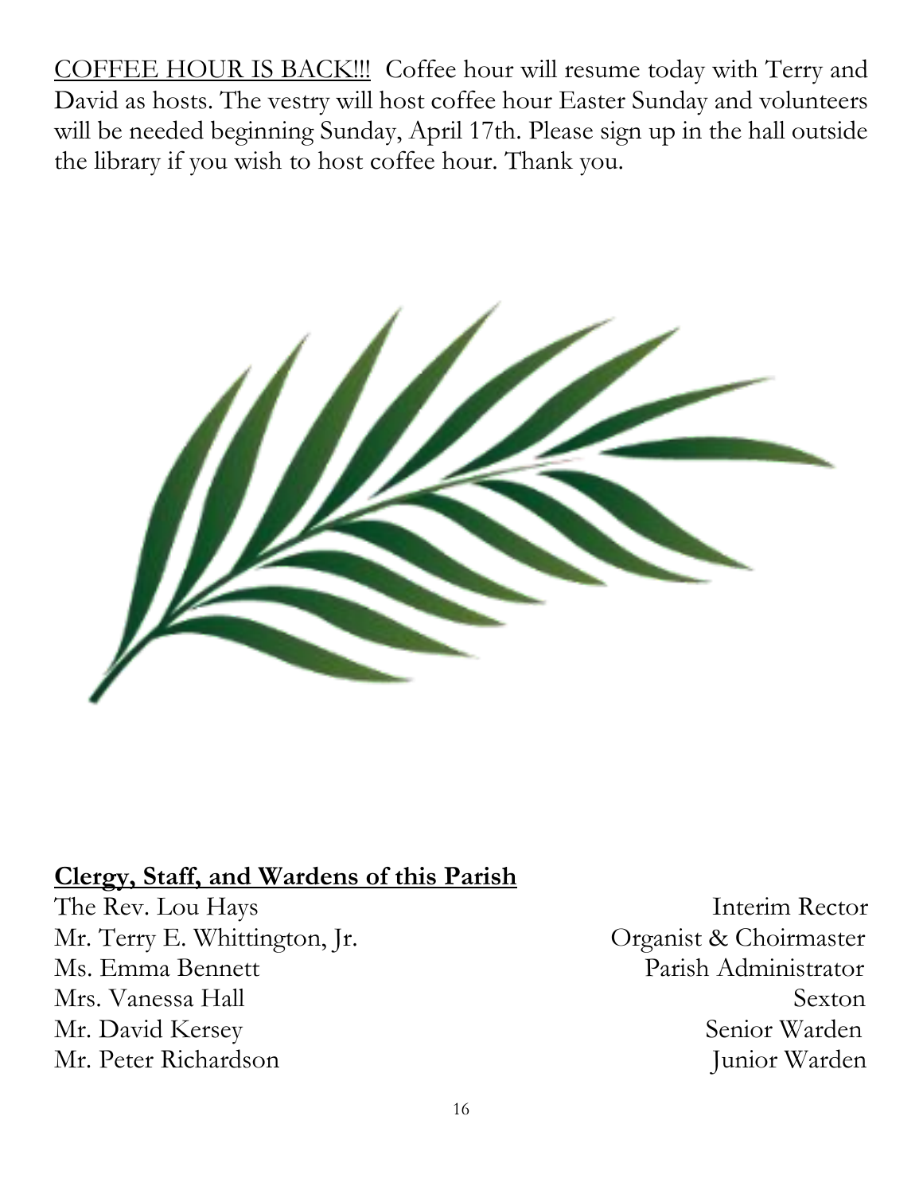COFFEE HOUR IS BACK!!! Coffee hour will resume today with Terry and David as hosts. The vestry will host coffee hour Easter Sunday and volunteers will be needed beginning Sunday, April 17th. Please sign up in the hall outside the library if you wish to host coffee hour. Thank you.

**Clergy, Staff, and Wardens of this Parish**

| | |
|---|---|
| The Rev. Lou Hays | Interim Rector |
| Mr. Terry E. Whittington, Jr. | Organist & Choirmaster |
| Ms. Emma Bennett | Parish Administrator |
| Mrs. Vanessa Hall | Sexton |
| Mr. David Kersey | Senior Warden |
| Mr. Peter Richardson | Junior Warden |